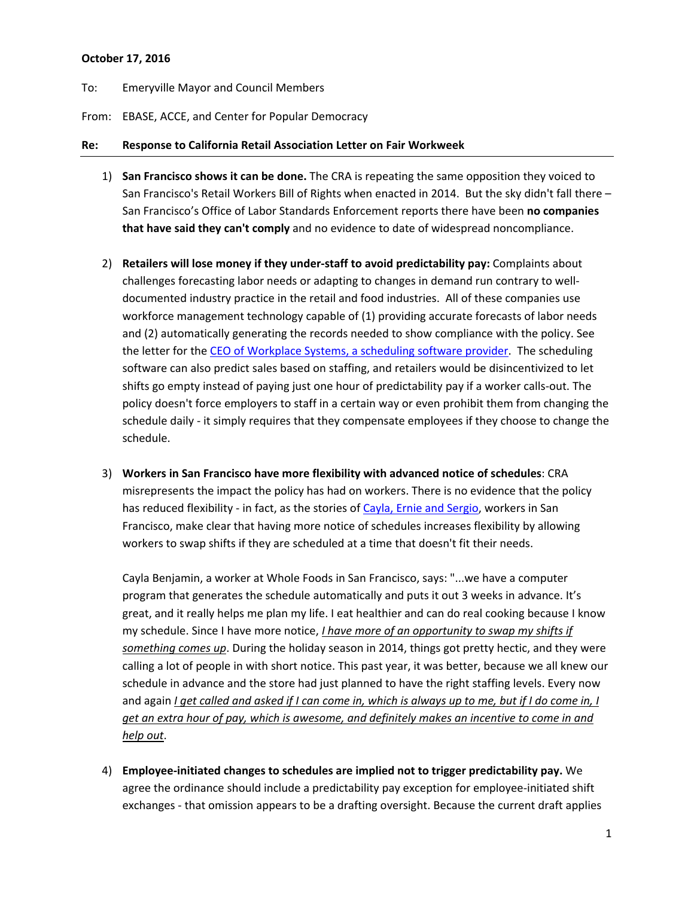**October 17, 2016**

To: Emeryville Mayor and Council Members

From: EBASE, ACCE, and Center for Popular Democracy

**Re: Response to California Retail Association Letter on Fair Workweek**

1) **San Francisco shows it can be done.** The CRA is repeating the same opposition they voiced to San Francisco's Retail Workers Bill of Rights when enacted in 2014. But the sky didn't fall there – San Francisco's Office of Labor Standards Enforcement reports there have been **no companies that have said they can't comply** and no evidence to date of widespread noncompliance.

2) **Retailers will lose money if they under-staff to avoid predictability pay:** Complaints about challenges forecasting labor needs or adapting to changes in demand run contrary to well-documented industry practice in the retail and food industries. All of these companies use workforce management technology capable of (1) providing accurate forecasts of labor needs and (2) automatically generating the records needed to show compliance with the policy. See the letter for the CEO of Workplace Systems, a scheduling software provider. The scheduling software can also predict sales based on staffing, and retailers would be disincentivized to let shifts go empty instead of paying just one hour of predictability pay if a worker calls-out. The policy doesn't force employers to staff in a certain way or even prohibit them from changing the schedule daily - it simply requires that they compensate employees if they choose to change the schedule.

3) **Workers in San Francisco have more flexibility with advanced notice of schedules**: CRA misrepresents the impact the policy has had on workers. There is no evidence that the policy has reduced flexibility - in fact, as the stories of Cayla, Ernie and Sergio, workers in San Francisco, make clear that having more notice of schedules increases flexibility by allowing workers to swap shifts if they are scheduled at a time that doesn't fit their needs.

   Cayla Benjamin, a worker at Whole Foods in San Francisco, says: "...we have a computer program that generates the schedule automatically and puts it out 3 weeks in advance. It's great, and it really helps me plan my life. I eat healthier and can do real cooking because I know my schedule. Since I have more notice, *I have more of an opportunity to swap my shifts if something comes up*. During the holiday season in 2014, things got pretty hectic, and they were calling a lot of people in with short notice. This past year, it was better, because we all knew our schedule in advance and the store had just planned to have the right staffing levels. Every now and again *I get called and asked if I can come in, which is always up to me, but if I do come in, I get an extra hour of pay, which is awesome, and definitely makes an incentive to come in and help out*.

4) **Employee-initiated changes to schedules are implied not to trigger predictability pay.** We agree the ordinance should include a predictability pay exception for employee-initiated shift exchanges - that omission appears to be a drafting oversight. Because the current draft applies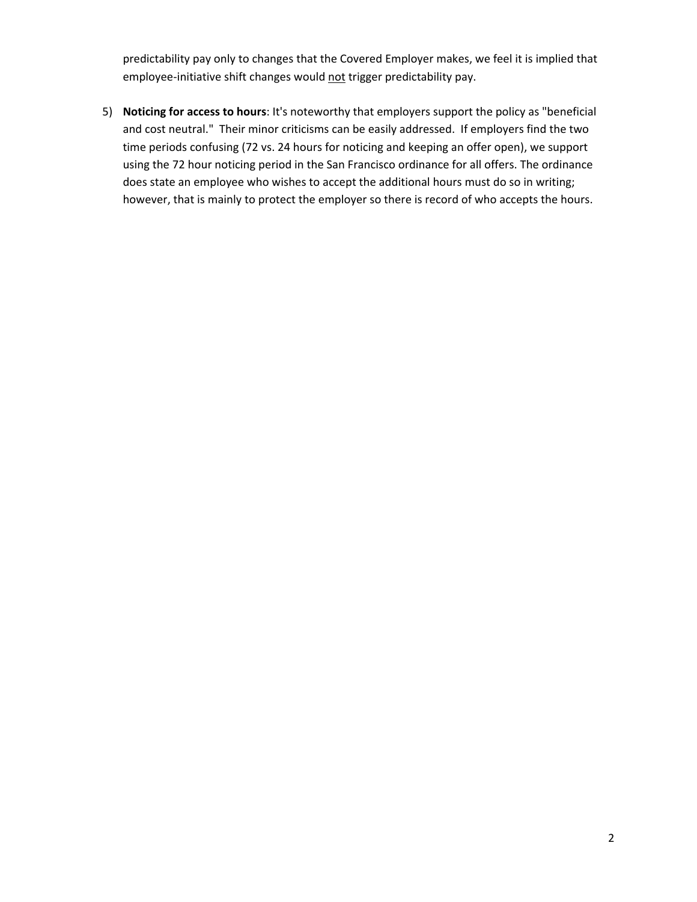predictability pay only to changes that the Covered Employer makes, we feel it is implied that employee-initiative shift changes would <u>not</u> trigger predictability pay.

5) **Noticing for access to hours**: It's noteworthy that employers support the policy as "beneficial and cost neutral." Their minor criticisms can be easily addressed. If employers find the two time periods confusing (72 vs. 24 hours for noticing and keeping an offer open), we support using the 72 hour noticing period in the San Francisco ordinance for all offers. The ordinance does state an employee who wishes to accept the additional hours must do so in writing; however, that is mainly to protect the employer so there is record of who accepts the hours.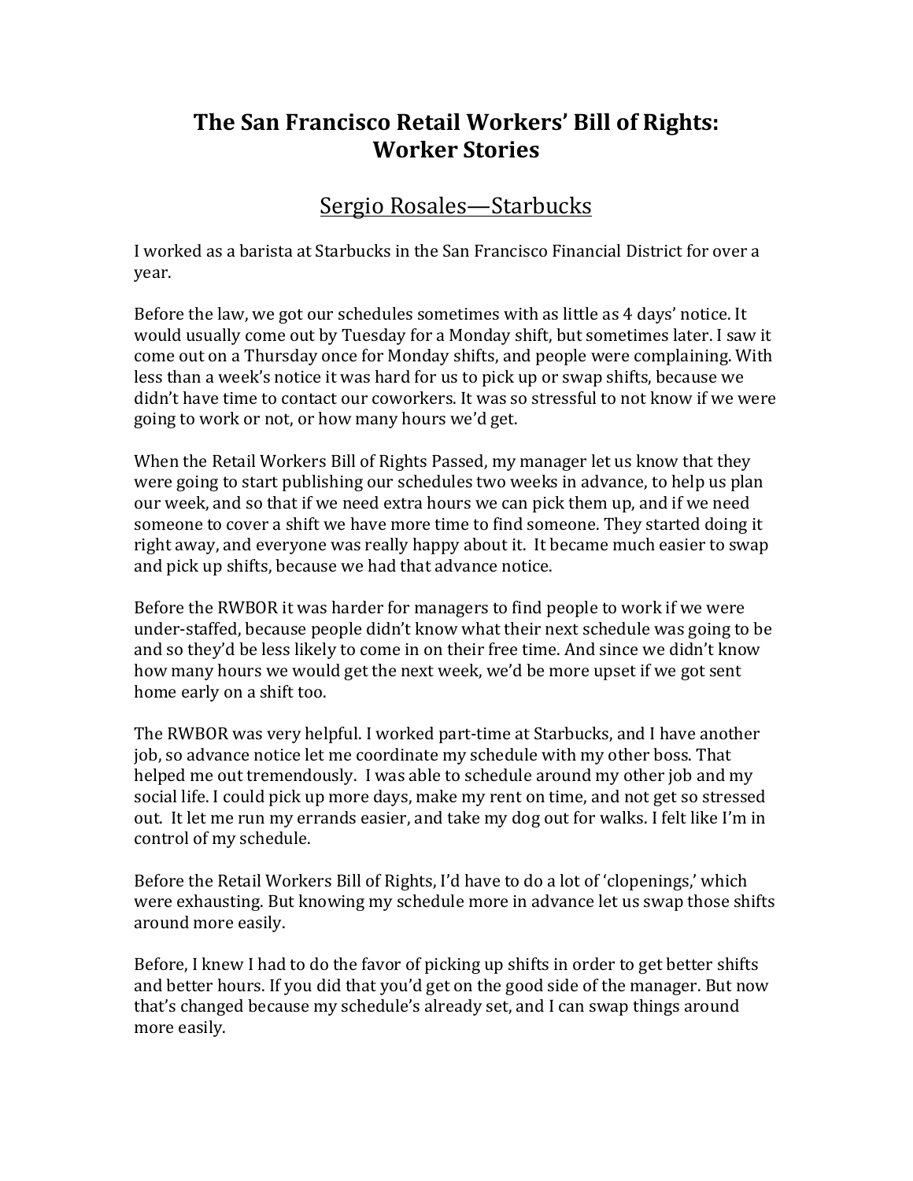# The San Francisco Retail Workers' Bill of Rights: Worker Stories

## Sergio Rosales—Starbucks

I worked as a barista at Starbucks in the San Francisco Financial District for over a year.

Before the law, we got our schedules sometimes with as little as 4 days' notice. It would usually come out by Tuesday for a Monday shift, but sometimes later. I saw it come out on a Thursday once for Monday shifts, and people were complaining. With less than a week's notice it was hard for us to pick up or swap shifts, because we didn't have time to contact our coworkers. It was so stressful to not know if we were going to work or not, or how many hours we'd get.

When the Retail Workers Bill of Rights Passed, my manager let us know that they were going to start publishing our schedules two weeks in advance, to help us plan our week, and so that if we need extra hours we can pick them up, and if we need someone to cover a shift we have more time to find someone. They started doing it right away, and everyone was really happy about it. It became much easier to swap and pick up shifts, because we had that advance notice.

Before the RWBOR it was harder for managers to find people to work if we were under-staffed, because people didn't know what their next schedule was going to be and so they'd be less likely to come in on their free time. And since we didn't know how many hours we would get the next week, we'd be more upset if we got sent home early on a shift too.

The RWBOR was very helpful. I worked part-time at Starbucks, and I have another job, so advance notice let me coordinate my schedule with my other boss. That helped me out tremendously. I was able to schedule around my other job and my social life. I could pick up more days, make my rent on time, and not get so stressed out. It let me run my errands easier, and take my dog out for walks. I felt like I'm in control of my schedule.

Before the Retail Workers Bill of Rights, I'd have to do a lot of 'clopenings,' which were exhausting. But knowing my schedule more in advance let us swap those shifts around more easily.

Before, I knew I had to do the favor of picking up shifts in order to get better shifts and better hours. If you did that you'd get on the good side of the manager. But now that's changed because my schedule's already set, and I can swap things around more easily.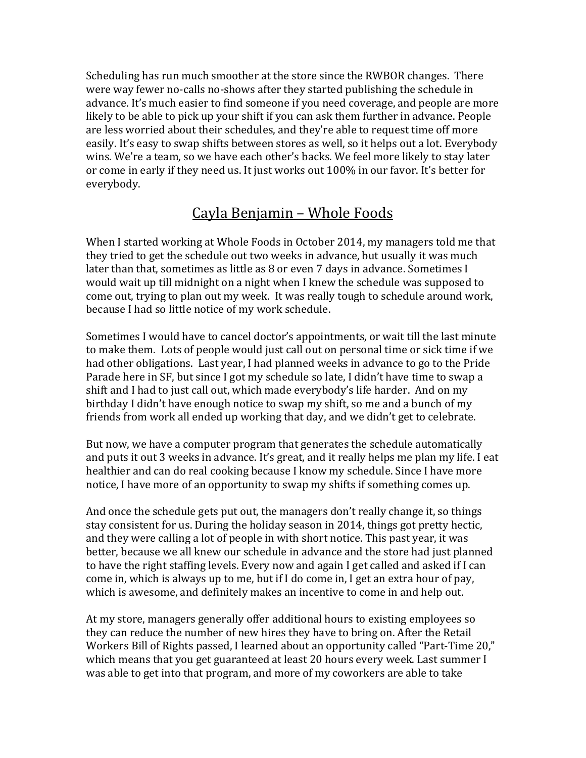Scheduling has run much smoother at the store since the RWBOR changes. There were way fewer no-calls no-shows after they started publishing the schedule in advance. It's much easier to find someone if you need coverage, and people are more likely to be able to pick up your shift if you can ask them further in advance. People are less worried about their schedules, and they're able to request time off more easily. It's easy to swap shifts between stores as well, so it helps out a lot. Everybody wins. We're a team, so we have each other's backs. We feel more likely to stay later or come in early if they need us. It just works out 100% in our favor. It's better for everybody.

## Cayla Benjamin – Whole Foods

When I started working at Whole Foods in October 2014, my managers told me that they tried to get the schedule out two weeks in advance, but usually it was much later than that, sometimes as little as 8 or even 7 days in advance. Sometimes I would wait up till midnight on a night when I knew the schedule was supposed to come out, trying to plan out my week. It was really tough to schedule around work, because I had so little notice of my work schedule.

Sometimes I would have to cancel doctor's appointments, or wait till the last minute to make them. Lots of people would just call out on personal time or sick time if we had other obligations. Last year, I had planned weeks in advance to go to the Pride Parade here in SF, but since I got my schedule so late, I didn't have time to swap a shift and I had to just call out, which made everybody's life harder. And on my birthday I didn't have enough notice to swap my shift, so me and a bunch of my friends from work all ended up working that day, and we didn't get to celebrate.

But now, we have a computer program that generates the schedule automatically and puts it out 3 weeks in advance. It's great, and it really helps me plan my life. I eat healthier and can do real cooking because I know my schedule. Since I have more notice, I have more of an opportunity to swap my shifts if something comes up.

And once the schedule gets put out, the managers don't really change it, so things stay consistent for us. During the holiday season in 2014, things got pretty hectic, and they were calling a lot of people in with short notice. This past year, it was better, because we all knew our schedule in advance and the store had just planned to have the right staffing levels. Every now and again I get called and asked if I can come in, which is always up to me, but if I do come in, I get an extra hour of pay, which is awesome, and definitely makes an incentive to come in and help out.

At my store, managers generally offer additional hours to existing employees so they can reduce the number of new hires they have to bring on. After the Retail Workers Bill of Rights passed, I learned about an opportunity called "Part-Time 20," which means that you get guaranteed at least 20 hours every week. Last summer I was able to get into that program, and more of my coworkers are able to take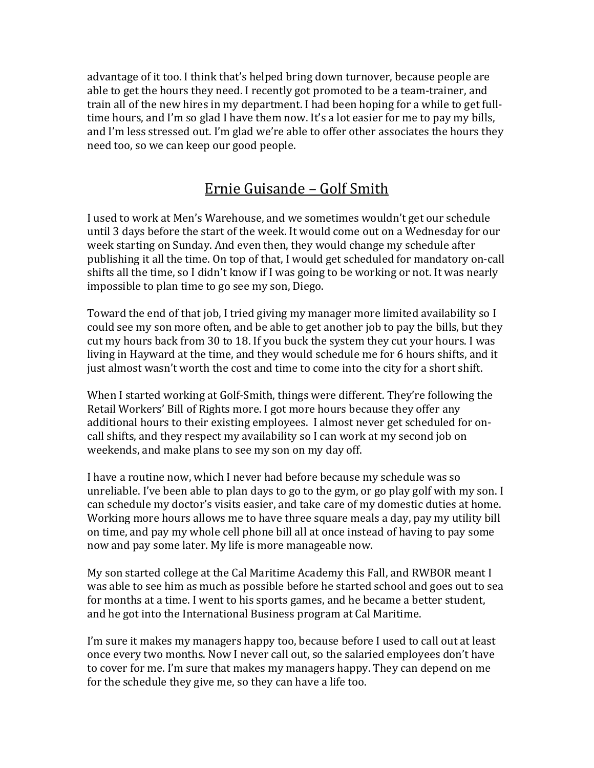advantage of it too. I think that's helped bring down turnover, because people are able to get the hours they need. I recently got promoted to be a team-trainer, and train all of the new hires in my department. I had been hoping for a while to get full-time hours, and I'm so glad I have them now. It's a lot easier for me to pay my bills, and I'm less stressed out. I'm glad we're able to offer other associates the hours they need too, so we can keep our good people.

## Ernie Guisande – Golf Smith

I used to work at Men's Warehouse, and we sometimes wouldn't get our schedule until 3 days before the start of the week. It would come out on a Wednesday for our week starting on Sunday. And even then, they would change my schedule after publishing it all the time. On top of that, I would get scheduled for mandatory on-call shifts all the time, so I didn't know if I was going to be working or not. It was nearly impossible to plan time to go see my son, Diego.

Toward the end of that job, I tried giving my manager more limited availability so I could see my son more often, and be able to get another job to pay the bills, but they cut my hours back from 30 to 18. If you buck the system they cut your hours. I was living in Hayward at the time, and they would schedule me for 6 hours shifts, and it just almost wasn't worth the cost and time to come into the city for a short shift.

When I started working at Golf-Smith, things were different. They're following the Retail Workers' Bill of Rights more. I got more hours because they offer any additional hours to their existing employees. I almost never get scheduled for on-call shifts, and they respect my availability so I can work at my second job on weekends, and make plans to see my son on my day off.

I have a routine now, which I never had before because my schedule was so unreliable. I've been able to plan days to go to the gym, or go play golf with my son. I can schedule my doctor's visits easier, and take care of my domestic duties at home. Working more hours allows me to have three square meals a day, pay my utility bill on time, and pay my whole cell phone bill all at once instead of having to pay some now and pay some later. My life is more manageable now.

My son started college at the Cal Maritime Academy this Fall, and RWBOR meant I was able to see him as much as possible before he started school and goes out to sea for months at a time. I went to his sports games, and he became a better student, and he got into the International Business program at Cal Maritime.

I'm sure it makes my managers happy too, because before I used to call out at least once every two months. Now I never call out, so the salaried employees don't have to cover for me. I'm sure that makes my managers happy. They can depend on me for the schedule they give me, so they can have a life too.